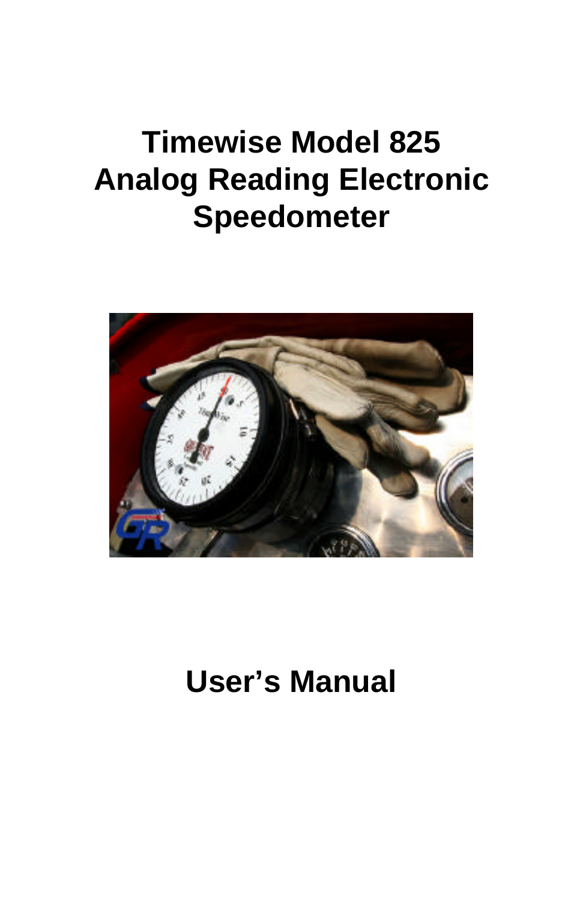# Timewise Model 825 Analog Reading Electronic Speedometer

# User's Manual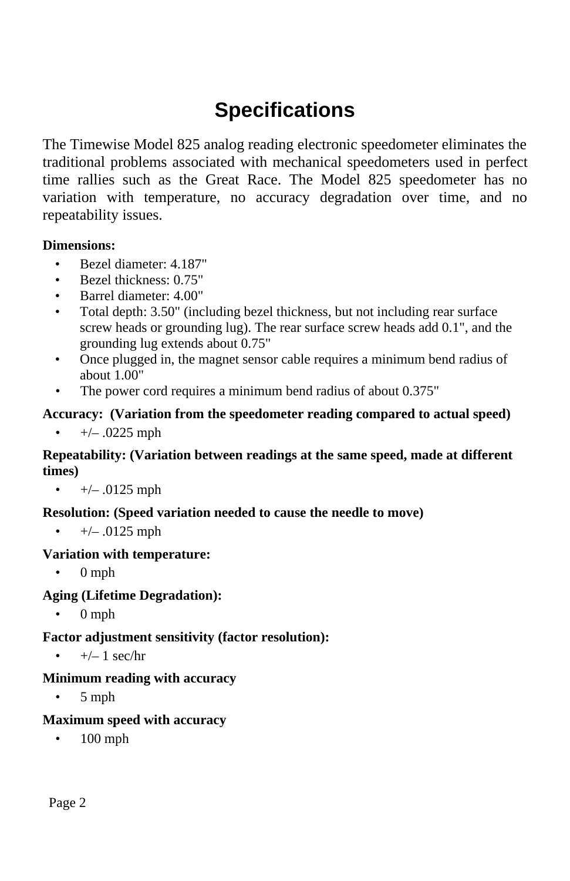# Specifications

The Timewise Model 825 analog reading electronic speedometer eliminates the traditional problems associated with mechanical speedometers used in perfect time rallies such as the Great Race. The Model 825 speedometer has no variation with temperature, no accuracy degradation over time, and no repeatability issues.

**Dimensions:**

- Bezel diameter: 4.187"
- Bezel thickness: 0.75"
- Barrel diameter: 4.00"
- Total depth: 3.50" (including bezel thickness, but not including rear surface screw heads or grounding lug). The rear surface screw heads add 0.1", and the grounding lug extends about 0.75"
- Once plugged in, the magnet sensor cable requires a minimum bend radius of about 1.00"
- The power cord requires a minimum bend radius of about 0.375"

**Accuracy: (Variation from the speedometer reading compared to actual speed)**

- +/– .0225 mph

**Repeatability: (Variation between readings at the same speed, made at different times)**

- +/– .0125 mph

**Resolution: (Speed variation needed to cause the needle to move)**

- +/– .0125 mph

**Variation with temperature:**

- 0 mph

**Aging (Lifetime Degradation):**

- 0 mph

**Factor adjustment sensitivity (factor resolution):**

- +/– 1 sec/hr

**Minimum reading with accuracy**

- 5 mph

**Maximum speed with accuracy**

- 100 mph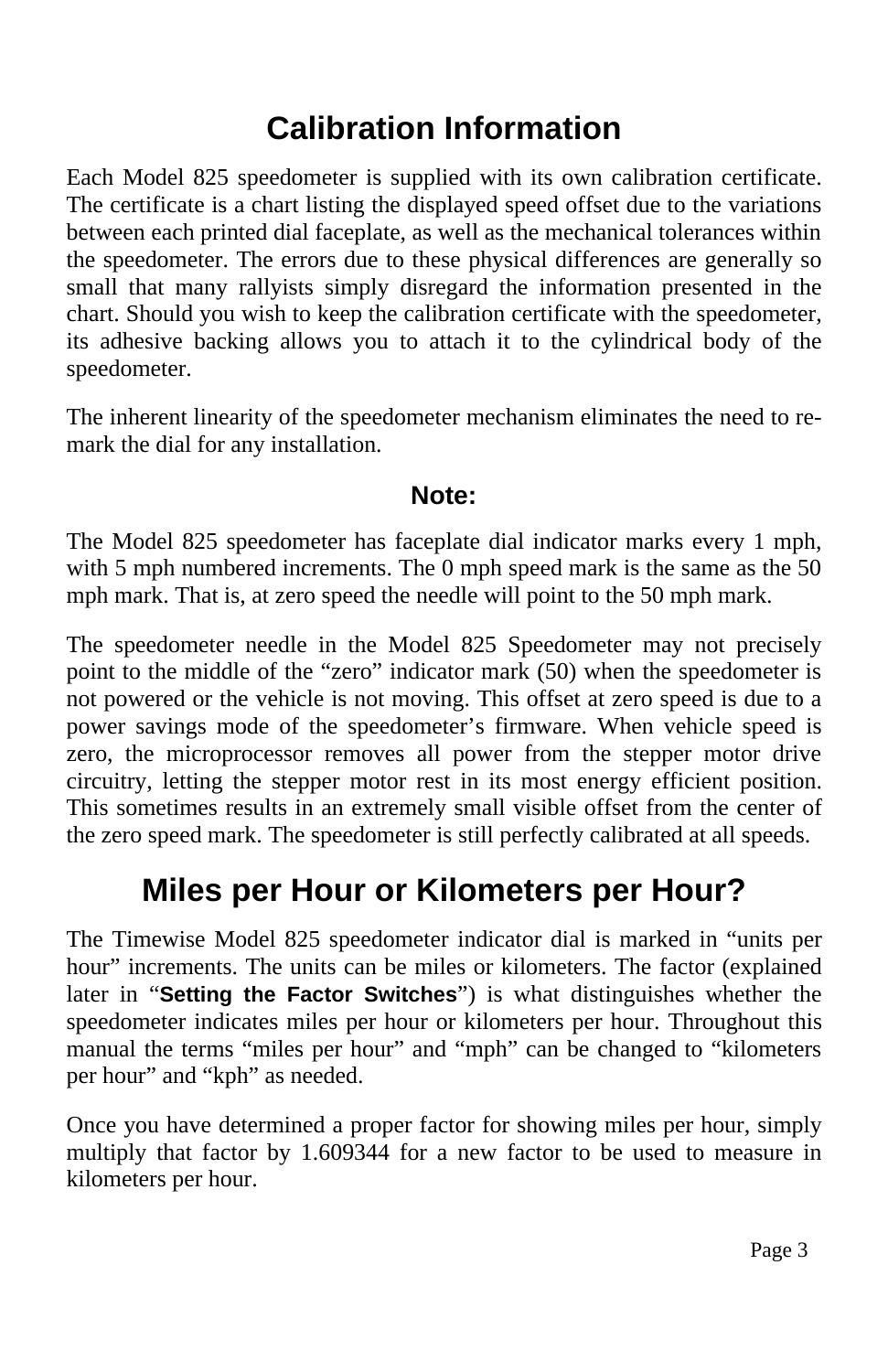# Calibration Information

Each Model 825 speedometer is supplied with its own calibration certificate. The certificate is a chart listing the displayed speed offset due to the variations between each printed dial faceplate, as well as the mechanical tolerances within the speedometer. The errors due to these physical differences are generally so small that many rallyists simply disregard the information presented in the chart. Should you wish to keep the calibration certificate with the speedometer, its adhesive backing allows you to attach it to the cylindrical body of the speedometer.

The inherent linearity of the speedometer mechanism eliminates the need to re-mark the dial for any installation.

**Note:**

The Model 825 speedometer has faceplate dial indicator marks every 1 mph, with 5 mph numbered increments. The 0 mph speed mark is the same as the 50 mph mark. That is, at zero speed the needle will point to the 50 mph mark.

The speedometer needle in the Model 825 Speedometer may not precisely point to the middle of the “zero” indicator mark (50) when the speedometer is not powered or the vehicle is not moving. This offset at zero speed is due to a power savings mode of the speedometer’s firmware. When vehicle speed is zero, the microprocessor removes all power from the stepper motor drive circuitry, letting the stepper motor rest in its most energy efficient position. This sometimes results in an extremely small visible offset from the center of the zero speed mark. The speedometer is still perfectly calibrated at all speeds.

# Miles per Hour or Kilometers per Hour?

The Timewise Model 825 speedometer indicator dial is marked in “units per hour” increments. The units can be miles or kilometers. The factor (explained later in “**Setting the Factor Switches**”) is what distinguishes whether the speedometer indicates miles per hour or kilometers per hour. Throughout this manual the terms “miles per hour” and “mph” can be changed to “kilometers per hour” and “kph” as needed.

Once you have determined a proper factor for showing miles per hour, simply multiply that factor by 1.609344 for a new factor to be used to measure in kilometers per hour.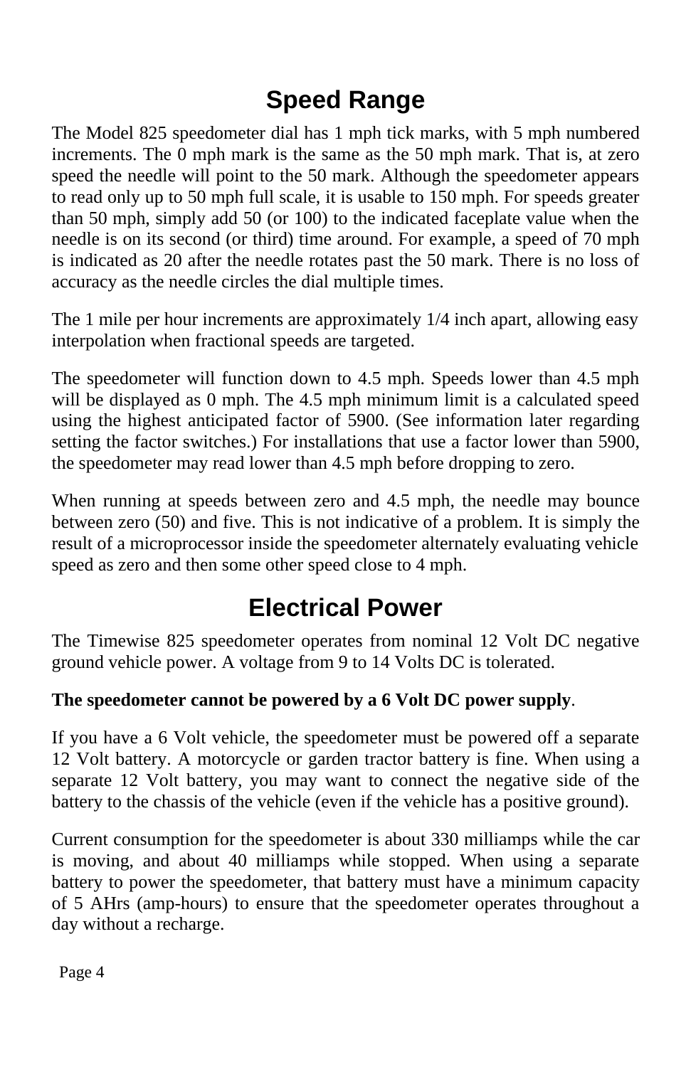## Speed Range

The Model 825 speedometer dial has 1 mph tick marks, with 5 mph numbered increments. The 0 mph mark is the same as the 50 mph mark. That is, at zero speed the needle will point to the 50 mark. Although the speedometer appears to read only up to 50 mph full scale, it is usable to 150 mph. For speeds greater than 50 mph, simply add 50 (or 100) to the indicated faceplate value when the needle is on its second (or third) time around. For example, a speed of 70 mph is indicated as 20 after the needle rotates past the 50 mark. There is no loss of accuracy as the needle circles the dial multiple times.

The 1 mile per hour increments are approximately 1/4 inch apart, allowing easy interpolation when fractional speeds are targeted.

The speedometer will function down to 4.5 mph. Speeds lower than 4.5 mph will be displayed as 0 mph. The 4.5 mph minimum limit is a calculated speed using the highest anticipated factor of 5900. (See information later regarding setting the factor switches.) For installations that use a factor lower than 5900, the speedometer may read lower than 4.5 mph before dropping to zero.

When running at speeds between zero and 4.5 mph, the needle may bounce between zero (50) and five. This is not indicative of a problem. It is simply the result of a microprocessor inside the speedometer alternately evaluating vehicle speed as zero and then some other speed close to 4 mph.

## Electrical Power

The Timewise 825 speedometer operates from nominal 12 Volt DC negative ground vehicle power. A voltage from 9 to 14 Volts DC is tolerated.

**The speedometer cannot be powered by a 6 Volt DC power supply**.

If you have a 6 Volt vehicle, the speedometer must be powered off a separate 12 Volt battery. A motorcycle or garden tractor battery is fine. When using a separate 12 Volt battery, you may want to connect the negative side of the battery to the chassis of the vehicle (even if the vehicle has a positive ground).

Current consumption for the speedometer is about 330 milliamps while the car is moving, and about 40 milliamps while stopped. When using a separate battery to power the speedometer, that battery must have a minimum capacity of 5 AHrs (amp-hours) to ensure that the speedometer operates throughout a day without a recharge.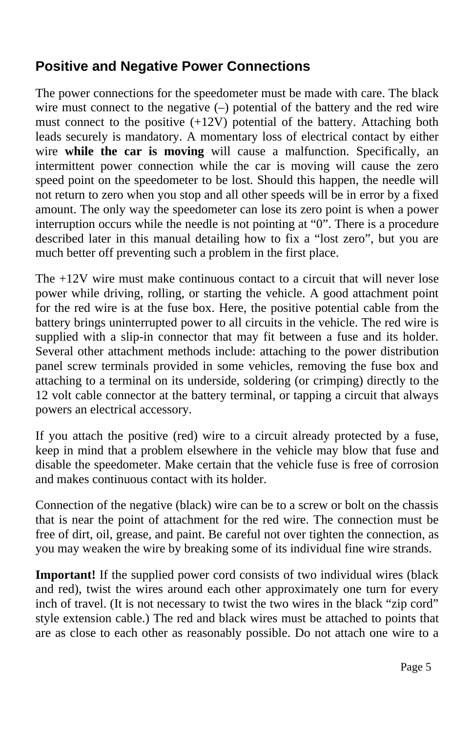## Positive and Negative Power Connections

The power connections for the speedometer must be made with care. The black wire must connect to the negative (–) potential of the battery and the red wire must connect to the positive (+12V) potential of the battery. Attaching both leads securely is mandatory. A momentary loss of electrical contact by either wire **while the car is moving** will cause a malfunction. Specifically, an intermittent power connection while the car is moving will cause the zero speed point on the speedometer to be lost. Should this happen, the needle will not return to zero when you stop and all other speeds will be in error by a fixed amount. The only way the speedometer can lose its zero point is when a power interruption occurs while the needle is not pointing at "0". There is a procedure described later in this manual detailing how to fix a "lost zero", but you are much better off preventing such a problem in the first place.

The +12V wire must make continuous contact to a circuit that will never lose power while driving, rolling, or starting the vehicle. A good attachment point for the red wire is at the fuse box. Here, the positive potential cable from the battery brings uninterrupted power to all circuits in the vehicle. The red wire is supplied with a slip-in connector that may fit between a fuse and its holder. Several other attachment methods include: attaching to the power distribution panel screw terminals provided in some vehicles, removing the fuse box and attaching to a terminal on its underside, soldering (or crimping) directly to the 12 volt cable connector at the battery terminal, or tapping a circuit that always powers an electrical accessory.

If you attach the positive (red) wire to a circuit already protected by a fuse, keep in mind that a problem elsewhere in the vehicle may blow that fuse and disable the speedometer. Make certain that the vehicle fuse is free of corrosion and makes continuous contact with its holder.

Connection of the negative (black) wire can be to a screw or bolt on the chassis that is near the point of attachment for the red wire. The connection must be free of dirt, oil, grease, and paint. Be careful not over tighten the connection, as you may weaken the wire by breaking some of its individual fine wire strands.

**Important!** If the supplied power cord consists of two individual wires (black and red), twist the wires around each other approximately one turn for every inch of travel. (It is not necessary to twist the two wires in the black "zip cord" style extension cable.) The red and black wires must be attached to points that are as close to each other as reasonably possible. Do not attach one wire to a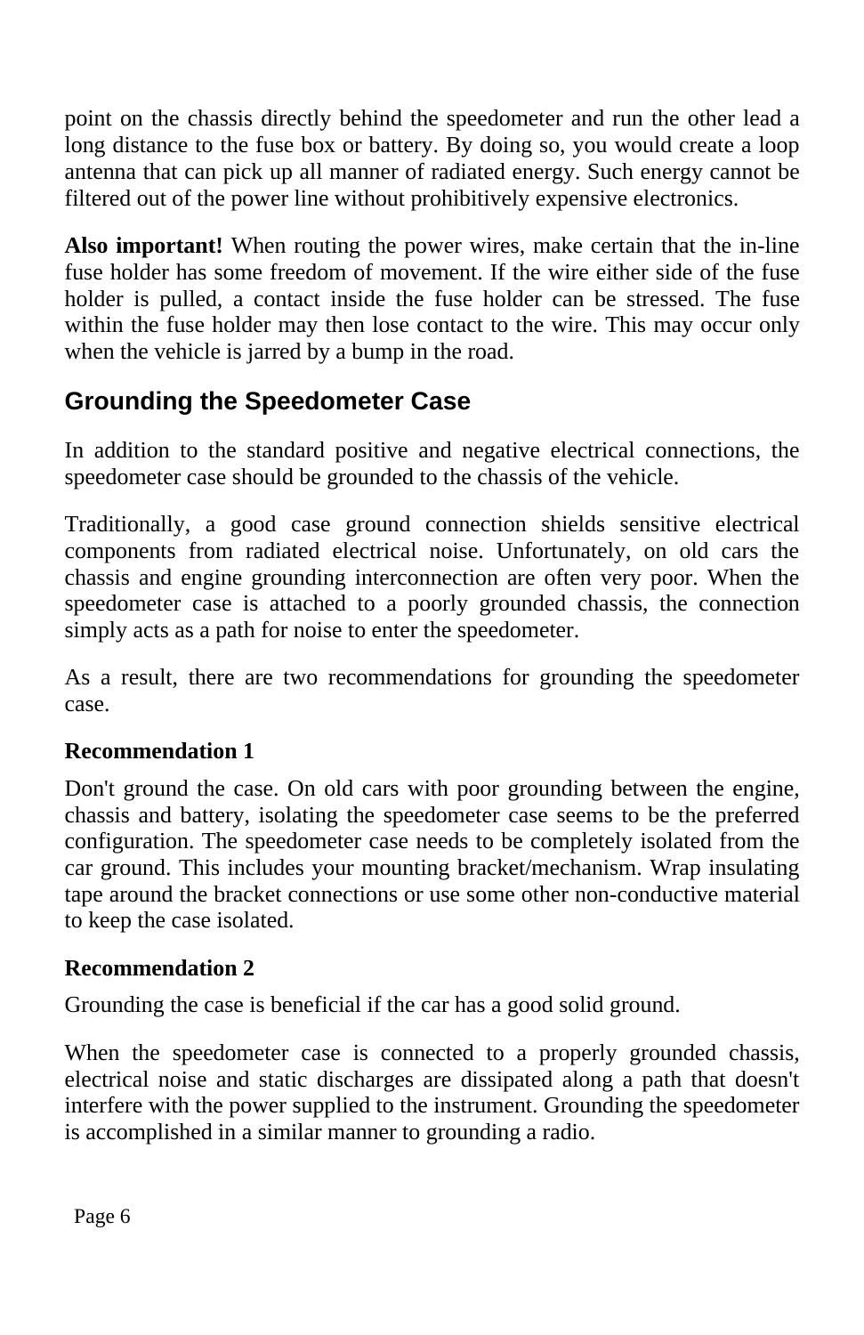point on the chassis directly behind the speedometer and run the other lead a long distance to the fuse box or battery. By doing so, you would create a loop antenna that can pick up all manner of radiated energy. Such energy cannot be filtered out of the power line without prohibitively expensive electronics.

**Also important!** When routing the power wires, make certain that the in-line fuse holder has some freedom of movement. If the wire either side of the fuse holder is pulled, a contact inside the fuse holder can be stressed. The fuse within the fuse holder may then lose contact to the wire. This may occur only when the vehicle is jarred by a bump in the road.

## Grounding the Speedometer Case

In addition to the standard positive and negative electrical connections, the speedometer case should be grounded to the chassis of the vehicle.

Traditionally, a good case ground connection shields sensitive electrical components from radiated electrical noise. Unfortunately, on old cars the chassis and engine grounding interconnection are often very poor. When the speedometer case is attached to a poorly grounded chassis, the connection simply acts as a path for noise to enter the speedometer.

As a result, there are two recommendations for grounding the speedometer case.

**Recommendation 1**

Don't ground the case. On old cars with poor grounding between the engine, chassis and battery, isolating the speedometer case seems to be the preferred configuration. The speedometer case needs to be completely isolated from the car ground. This includes your mounting bracket/mechanism. Wrap insulating tape around the bracket connections or use some other non-conductive material to keep the case isolated.

**Recommendation 2**

Grounding the case is beneficial if the car has a good solid ground.

When the speedometer case is connected to a properly grounded chassis, electrical noise and static discharges are dissipated along a path that doesn't interfere with the power supplied to the instrument. Grounding the speedometer is accomplished in a similar manner to grounding a radio.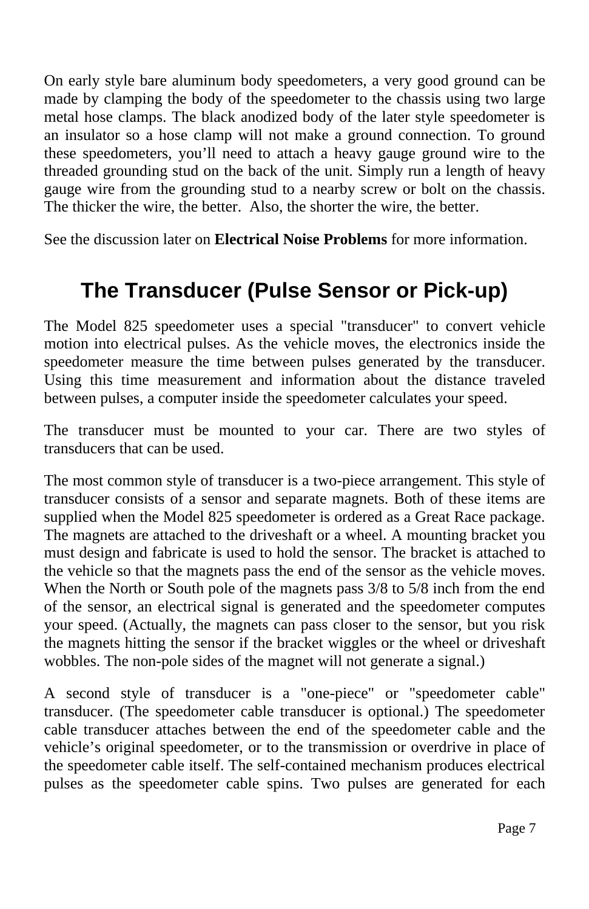On early style bare aluminum body speedometers, a very good ground can be made by clamping the body of the speedometer to the chassis using two large metal hose clamps. The black anodized body of the later style speedometer is an insulator so a hose clamp will not make a ground connection. To ground these speedometers, you'll need to attach a heavy gauge ground wire to the threaded grounding stud on the back of the unit. Simply run a length of heavy gauge wire from the grounding stud to a nearby screw or bolt on the chassis. The thicker the wire, the better.  Also, the shorter the wire, the better.

See the discussion later on **Electrical Noise Problems** for more information.

## The Transducer (Pulse Sensor or Pick-up)

The Model 825 speedometer uses a special "transducer" to convert vehicle motion into electrical pulses. As the vehicle moves, the electronics inside the speedometer measure the time between pulses generated by the transducer. Using this time measurement and information about the distance traveled between pulses, a computer inside the speedometer calculates your speed.

The transducer must be mounted to your car. There are two styles of transducers that can be used.

The most common style of transducer is a two-piece arrangement. This style of transducer consists of a sensor and separate magnets. Both of these items are supplied when the Model 825 speedometer is ordered as a Great Race package. The magnets are attached to the driveshaft or a wheel. A mounting bracket you must design and fabricate is used to hold the sensor. The bracket is attached to the vehicle so that the magnets pass the end of the sensor as the vehicle moves. When the North or South pole of the magnets pass 3/8 to 5/8 inch from the end of the sensor, an electrical signal is generated and the speedometer computes your speed. (Actually, the magnets can pass closer to the sensor, but you risk the magnets hitting the sensor if the bracket wiggles or the wheel or driveshaft wobbles. The non-pole sides of the magnet will not generate a signal.)

A second style of transducer is a "one-piece" or "speedometer cable" transducer. (The speedometer cable transducer is optional.) The speedometer cable transducer attaches between the end of the speedometer cable and the vehicle's original speedometer, or to the transmission or overdrive in place of the speedometer cable itself. The self-contained mechanism produces electrical pulses as the speedometer cable spins. Two pulses are generated for each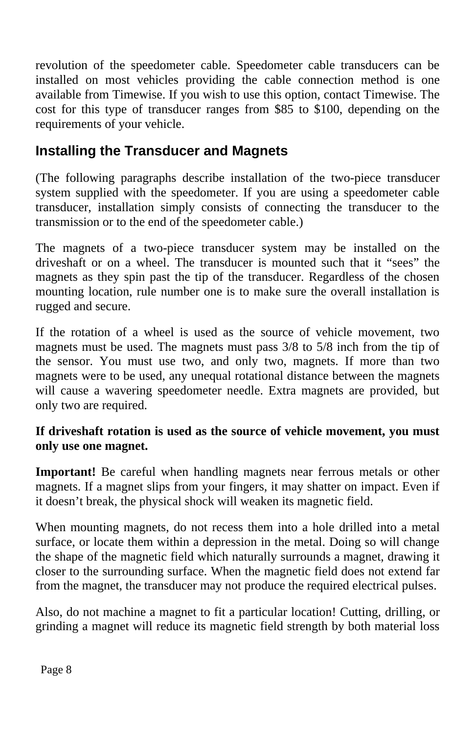revolution of the speedometer cable. Speedometer cable transducers can be installed on most vehicles providing the cable connection method is one available from Timewise. If you wish to use this option, contact Timewise. The cost for this type of transducer ranges from $85 to $100, depending on the requirements of your vehicle.

## Installing the Transducer and Magnets

(The following paragraphs describe installation of the two-piece transducer system supplied with the speedometer. If you are using a speedometer cable transducer, installation simply consists of connecting the transducer to the transmission or to the end of the speedometer cable.)

The magnets of a two-piece transducer system may be installed on the driveshaft or on a wheel. The transducer is mounted such that it "sees" the magnets as they spin past the tip of the transducer. Regardless of the chosen mounting location, rule number one is to make sure the overall installation is rugged and secure.

If the rotation of a wheel is used as the source of vehicle movement, two magnets must be used. The magnets must pass 3/8 to 5/8 inch from the tip of the sensor. You must use two, and only two, magnets. If more than two magnets were to be used, any unequal rotational distance between the magnets will cause a wavering speedometer needle. Extra magnets are provided, but only two are required.

**If driveshaft rotation is used as the source of vehicle movement, you must only use one magnet.**

**Important!** Be careful when handling magnets near ferrous metals or other magnets. If a magnet slips from your fingers, it may shatter on impact. Even if it doesn't break, the physical shock will weaken its magnetic field.

When mounting magnets, do not recess them into a hole drilled into a metal surface, or locate them within a depression in the metal. Doing so will change the shape of the magnetic field which naturally surrounds a magnet, drawing it closer to the surrounding surface. When the magnetic field does not extend far from the magnet, the transducer may not produce the required electrical pulses.

Also, do not machine a magnet to fit a particular location! Cutting, drilling, or grinding a magnet will reduce its magnetic field strength by both material loss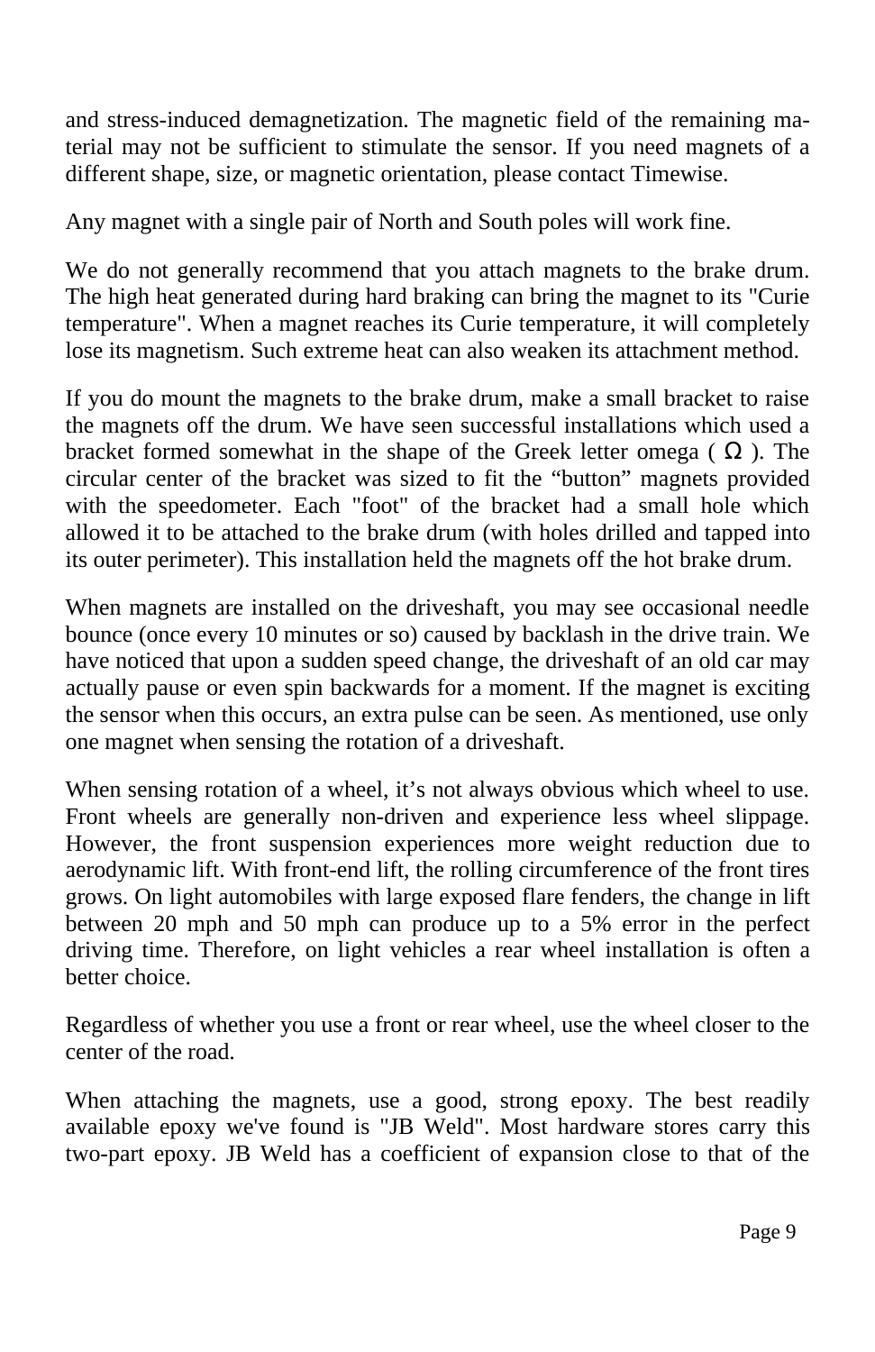and stress-induced demagnetization. The magnetic field of the remaining material may not be sufficient to stimulate the sensor. If you need magnets of a different shape, size, or magnetic orientation, please contact Timewise.

Any magnet with a single pair of North and South poles will work fine.

We do not generally recommend that you attach magnets to the brake drum. The high heat generated during hard braking can bring the magnet to its "Curie temperature". When a magnet reaches its Curie temperature, it will completely lose its magnetism. Such extreme heat can also weaken its attachment method.

If you do mount the magnets to the brake drum, make a small bracket to raise the magnets off the drum. We have seen successful installations which used a bracket formed somewhat in the shape of the Greek letter omega ( Ω ). The circular center of the bracket was sized to fit the “button” magnets provided with the speedometer. Each "foot" of the bracket had a small hole which allowed it to be attached to the brake drum (with holes drilled and tapped into its outer perimeter). This installation held the magnets off the hot brake drum.

When magnets are installed on the driveshaft, you may see occasional needle bounce (once every 10 minutes or so) caused by backlash in the drive train. We have noticed that upon a sudden speed change, the driveshaft of an old car may actually pause or even spin backwards for a moment. If the magnet is exciting the sensor when this occurs, an extra pulse can be seen. As mentioned, use only one magnet when sensing the rotation of a driveshaft.

When sensing rotation of a wheel, it’s not always obvious which wheel to use. Front wheels are generally non-driven and experience less wheel slippage. However, the front suspension experiences more weight reduction due to aerodynamic lift. With front-end lift, the rolling circumference of the front tires grows. On light automobiles with large exposed flare fenders, the change in lift between 20 mph and 50 mph can produce up to a 5% error in the perfect driving time. Therefore, on light vehicles a rear wheel installation is often a better choice.

Regardless of whether you use a front or rear wheel, use the wheel closer to the center of the road.

When attaching the magnets, use a good, strong epoxy. The best readily available epoxy we've found is "JB Weld". Most hardware stores carry this two-part epoxy. JB Weld has a coefficient of expansion close to that of the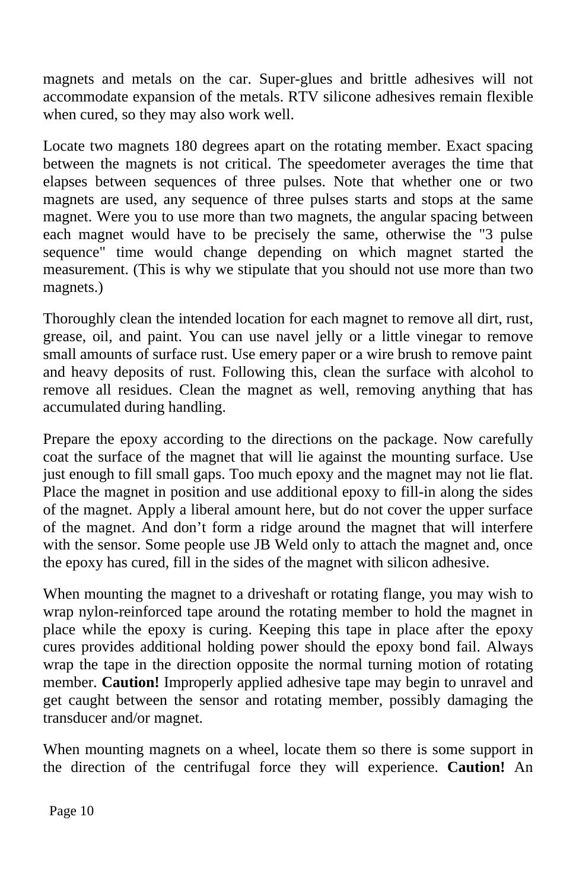magnets and metals on the car. Super-glues and brittle adhesives will not accommodate expansion of the metals. RTV silicone adhesives remain flexible when cured, so they may also work well.

Locate two magnets 180 degrees apart on the rotating member. Exact spacing between the magnets is not critical. The speedometer averages the time that elapses between sequences of three pulses. Note that whether one or two magnets are used, any sequence of three pulses starts and stops at the same magnet. Were you to use more than two magnets, the angular spacing between each magnet would have to be precisely the same, otherwise the "3 pulse sequence" time would change depending on which magnet started the measurement. (This is why we stipulate that you should not use more than two magnets.)

Thoroughly clean the intended location for each magnet to remove all dirt, rust, grease, oil, and paint. You can use navel jelly or a little vinegar to remove small amounts of surface rust. Use emery paper or a wire brush to remove paint and heavy deposits of rust. Following this, clean the surface with alcohol to remove all residues. Clean the magnet as well, removing anything that has accumulated during handling.

Prepare the epoxy according to the directions on the package. Now carefully coat the surface of the magnet that will lie against the mounting surface. Use just enough to fill small gaps. Too much epoxy and the magnet may not lie flat. Place the magnet in position and use additional epoxy to fill-in along the sides of the magnet. Apply a liberal amount here, but do not cover the upper surface of the magnet. And don't form a ridge around the magnet that will interfere with the sensor. Some people use JB Weld only to attach the magnet and, once the epoxy has cured, fill in the sides of the magnet with silicon adhesive.

When mounting the magnet to a driveshaft or rotating flange, you may wish to wrap nylon-reinforced tape around the rotating member to hold the magnet in place while the epoxy is curing. Keeping this tape in place after the epoxy cures provides additional holding power should the epoxy bond fail. Always wrap the tape in the direction opposite the normal turning motion of rotating member. **Caution!** Improperly applied adhesive tape may begin to unravel and get caught between the sensor and rotating member, possibly damaging the transducer and/or magnet.

When mounting magnets on a wheel, locate them so there is some support in the direction of the centrifugal force they will experience. **Caution!** An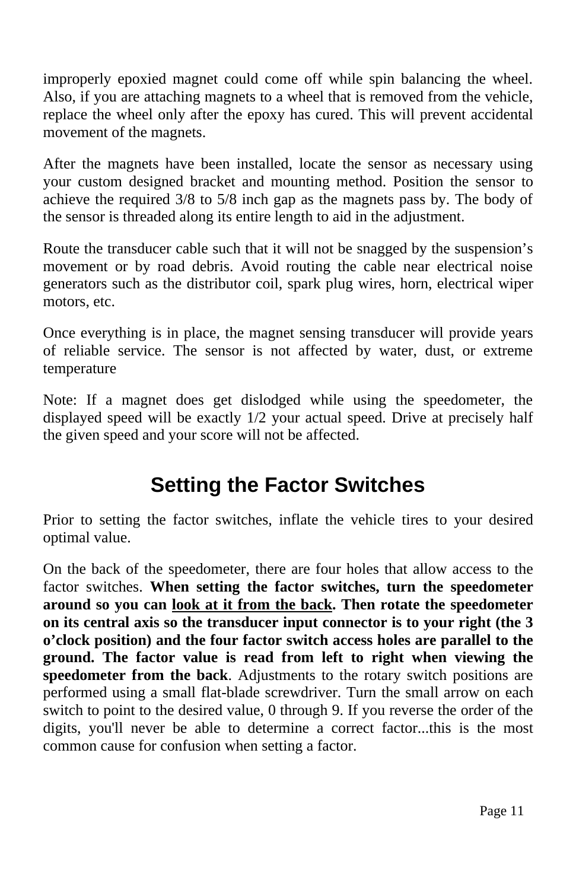improperly epoxied magnet could come off while spin balancing the wheel. Also, if you are attaching magnets to a wheel that is removed from the vehicle, replace the wheel only after the epoxy has cured. This will prevent accidental movement of the magnets.

After the magnets have been installed, locate the sensor as necessary using your custom designed bracket and mounting method. Position the sensor to achieve the required 3/8 to 5/8 inch gap as the magnets pass by. The body of the sensor is threaded along its entire length to aid in the adjustment.

Route the transducer cable such that it will not be snagged by the suspension's movement or by road debris. Avoid routing the cable near electrical noise generators such as the distributor coil, spark plug wires, horn, electrical wiper motors, etc.

Once everything is in place, the magnet sensing transducer will provide years of reliable service. The sensor is not affected by water, dust, or extreme temperature

Note: If a magnet does get dislodged while using the speedometer, the displayed speed will be exactly 1/2 your actual speed. Drive at precisely half the given speed and your score will not be affected.

## Setting the Factor Switches

Prior to setting the factor switches, inflate the vehicle tires to your desired optimal value.

On the back of the speedometer, there are four holes that allow access to the factor switches. **When setting the factor switches, turn the speedometer around so you can <u>look at it from the back</u>. Then rotate the speedometer on its central axis so the transducer input connector is to your right (the 3 o'clock position) and the four factor switch access holes are parallel to the ground. The factor value is read from left to right when viewing the speedometer from the back**. Adjustments to the rotary switch positions are performed using a small flat-blade screwdriver. Turn the small arrow on each switch to point to the desired value, 0 through 9. If you reverse the order of the digits, you'll never be able to determine a correct factor...this is the most common cause for confusion when setting a factor.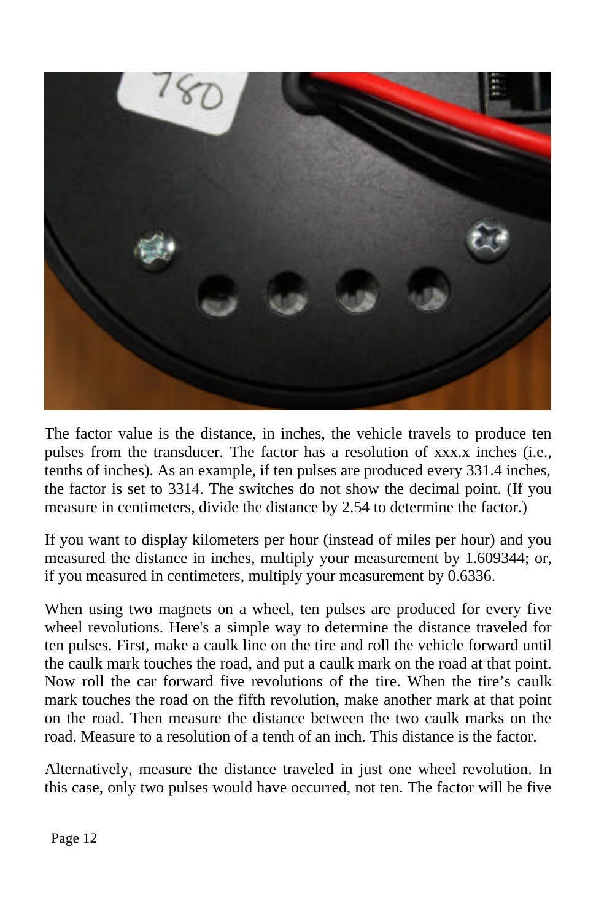The factor value is the distance, in inches, the vehicle travels to produce ten pulses from the transducer. The factor has a resolution of xxx.x inches (i.e., tenths of inches). As an example, if ten pulses are produced every 331.4 inches, the factor is set to 3314. The switches do not show the decimal point. (If you measure in centimeters, divide the distance by 2.54 to determine the factor.)

If you want to display kilometers per hour (instead of miles per hour) and you measured the distance in inches, multiply your measurement by 1.609344; or, if you measured in centimeters, multiply your measurement by 0.6336.

When using two magnets on a wheel, ten pulses are produced for every five wheel revolutions. Here's a simple way to determine the distance traveled for ten pulses. First, make a caulk line on the tire and roll the vehicle forward until the caulk mark touches the road, and put a caulk mark on the road at that point. Now roll the car forward five revolutions of the tire. When the tire's caulk mark touches the road on the fifth revolution, make another mark at that point on the road. Then measure the distance between the two caulk marks on the road. Measure to a resolution of a tenth of an inch. This distance is the factor.

Alternatively, measure the distance traveled in just one wheel revolution. In this case, only two pulses would have occurred, not ten. The factor will be five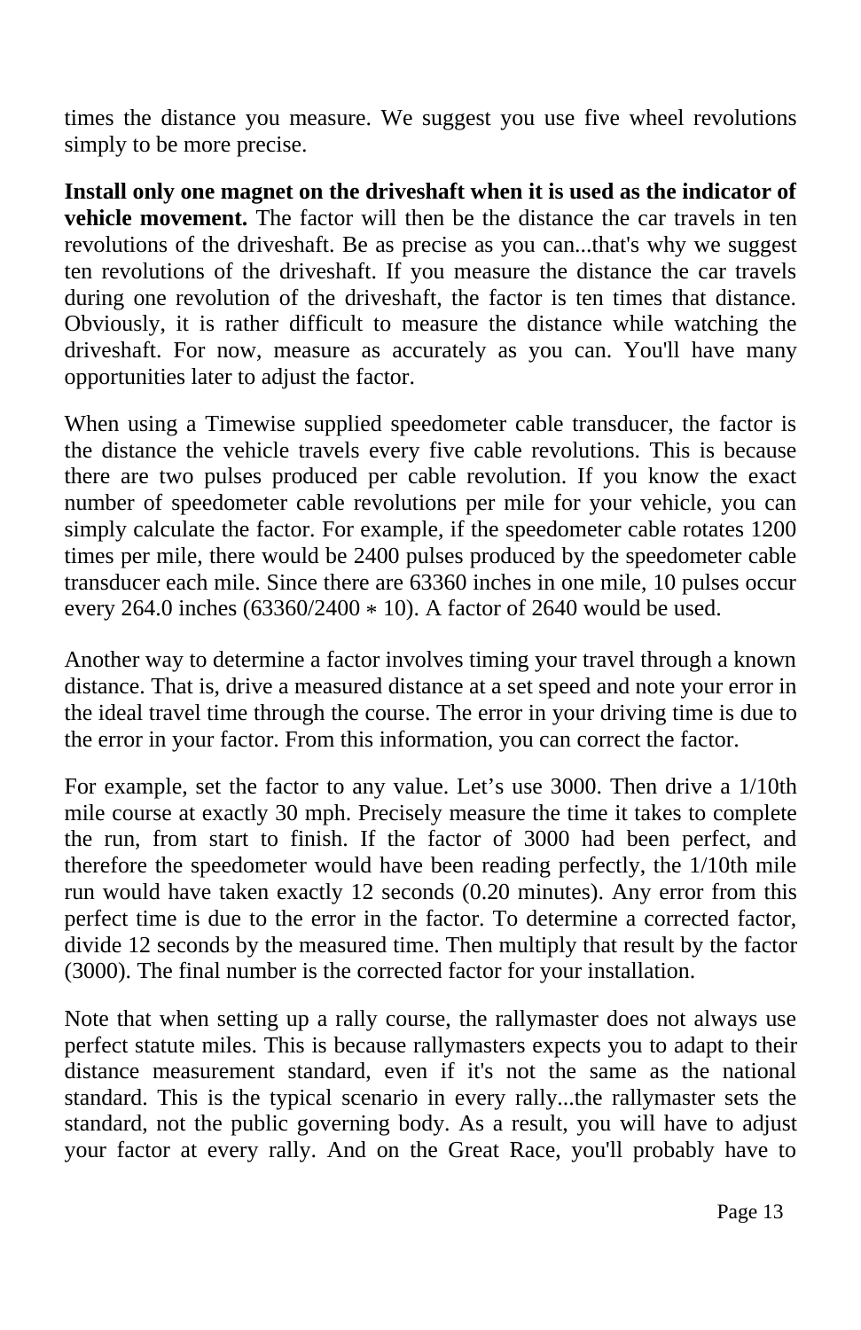times the distance you measure. We suggest you use five wheel revolutions simply to be more precise.

**Install only one magnet on the driveshaft when it is used as the indicator of vehicle movement.** The factor will then be the distance the car travels in ten revolutions of the driveshaft. Be as precise as you can...that's why we suggest ten revolutions of the driveshaft. If you measure the distance the car travels during one revolution of the driveshaft, the factor is ten times that distance. Obviously, it is rather difficult to measure the distance while watching the driveshaft. For now, measure as accurately as you can. You'll have many opportunities later to adjust the factor.

When using a Timewise supplied speedometer cable transducer, the factor is the distance the vehicle travels every five cable revolutions. This is because there are two pulses produced per cable revolution. If you know the exact number of speedometer cable revolutions per mile for your vehicle, you can simply calculate the factor. For example, if the speedometer cable rotates 1200 times per mile, there would be 2400 pulses produced by the speedometer cable transducer each mile. Since there are 63360 inches in one mile, 10 pulses occur every 264.0 inches ($63360/2400 * 10$). A factor of 2640 would be used.

Another way to determine a factor involves timing your travel through a known distance. That is, drive a measured distance at a set speed and note your error in the ideal travel time through the course. The error in your driving time is due to the error in your factor. From this information, you can correct the factor.

For example, set the factor to any value. Let's use 3000. Then drive a 1/10th mile course at exactly 30 mph. Precisely measure the time it takes to complete the run, from start to finish. If the factor of 3000 had been perfect, and therefore the speedometer would have been reading perfectly, the 1/10th mile run would have taken exactly 12 seconds (0.20 minutes). Any error from this perfect time is due to the error in the factor. To determine a corrected factor, divide 12 seconds by the measured time. Then multiply that result by the factor (3000). The final number is the corrected factor for your installation.

Note that when setting up a rally course, the rallymaster does not always use perfect statute miles. This is because rallymasters expects you to adapt to their distance measurement standard, even if it's not the same as the national standard. This is the typical scenario in every rally...the rallymaster sets the standard, not the public governing body. As a result, you will have to adjust your factor at every rally. And on the Great Race, you'll probably have to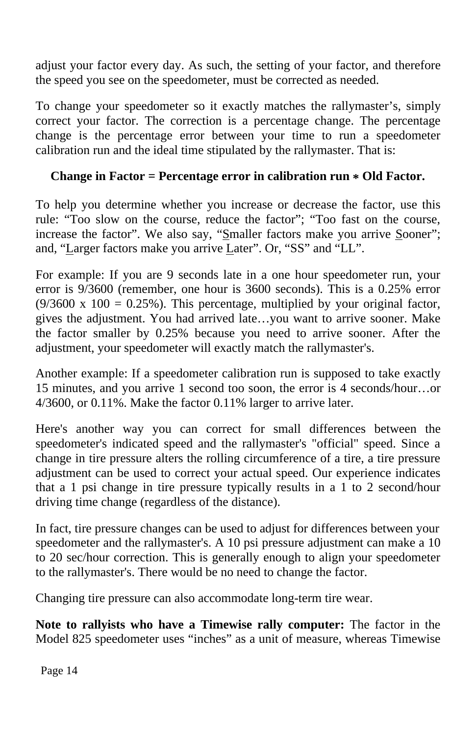adjust your factor every day. As such, the setting of your factor, and therefore the speed you see on the speedometer, must be corrected as needed.

To change your speedometer so it exactly matches the rallymaster's, simply correct your factor. The correction is a percentage change. The percentage change is the percentage error between your time to run a speedometer calibration run and the ideal time stipulated by the rallymaster. That is:

**Change in Factor = Percentage error in calibration run ∗ Old Factor.**

To help you determine whether you increase or decrease the factor, use this rule: "Too slow on the course, reduce the factor"; "Too fast on the course, increase the factor". We also say, "<u>S</u>maller factors make you arrive <u>S</u>ooner"; and, "<u>L</u>arger factors make you arrive <u>L</u>ater". Or, "SS" and "LL".

For example: If you are 9 seconds late in a one hour speedometer run, your error is 9/3600 (remember, one hour is 3600 seconds). This is a 0.25% error (9/3600 x 100 = 0.25%). This percentage, multiplied by your original factor, gives the adjustment. You had arrived late…you want to arrive sooner. Make the factor smaller by 0.25% because you need to arrive sooner. After the adjustment, your speedometer will exactly match the rallymaster's.

Another example: If a speedometer calibration run is supposed to take exactly 15 minutes, and you arrive 1 second too soon, the error is 4 seconds/hour…or 4/3600, or 0.11%. Make the factor 0.11% larger to arrive later.

Here's another way you can correct for small differences between the speedometer's indicated speed and the rallymaster's "official" speed. Since a change in tire pressure alters the rolling circumference of a tire, a tire pressure adjustment can be used to correct your actual speed. Our experience indicates that a 1 psi change in tire pressure typically results in a 1 to 2 second/hour driving time change (regardless of the distance).

In fact, tire pressure changes can be used to adjust for differences between your speedometer and the rallymaster's. A 10 psi pressure adjustment can make a 10 to 20 sec/hour correction. This is generally enough to align your speedometer to the rallymaster's. There would be no need to change the factor.

Changing tire pressure can also accommodate long-term tire wear.

**Note to rallyists who have a Timewise rally computer:** The factor in the Model 825 speedometer uses "inches" as a unit of measure, whereas Timewise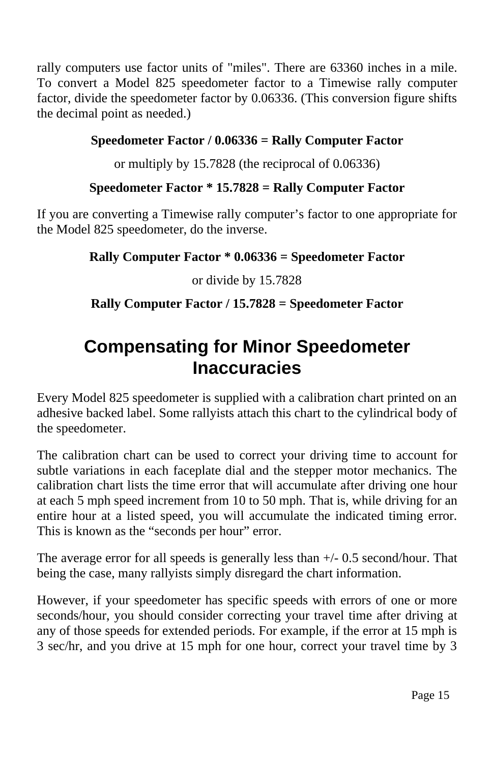rally computers use factor units of "miles". There are 63360 inches in a mile. To convert a Model 825 speedometer factor to a Timewise rally computer factor, divide the speedometer factor by 0.06336. (This conversion figure shifts the decimal point as needed.)

**Speedometer Factor / 0.06336 = Rally Computer Factor**

or multiply by 15.7828 (the reciprocal of 0.06336)

**Speedometer Factor * 15.7828 = Rally Computer Factor**

If you are converting a Timewise rally computer's factor to one appropriate for the Model 825 speedometer, do the inverse.

**Rally Computer Factor * 0.06336 = Speedometer Factor**

or divide by 15.7828

**Rally Computer Factor / 15.7828 = Speedometer Factor**

# Compensating for Minor Speedometer Inaccuracies

Every Model 825 speedometer is supplied with a calibration chart printed on an adhesive backed label. Some rallyists attach this chart to the cylindrical body of the speedometer.

The calibration chart can be used to correct your driving time to account for subtle variations in each faceplate dial and the stepper motor mechanics. The calibration chart lists the time error that will accumulate after driving one hour at each 5 mph speed increment from 10 to 50 mph. That is, while driving for an entire hour at a listed speed, you will accumulate the indicated timing error. This is known as the "seconds per hour" error.

The average error for all speeds is generally less than +/- 0.5 second/hour. That being the case, many rallyists simply disregard the chart information.

However, if your speedometer has specific speeds with errors of one or more seconds/hour, you should consider correcting your travel time after driving at any of those speeds for extended periods. For example, if the error at 15 mph is 3 sec/hr, and you drive at 15 mph for one hour, correct your travel time by 3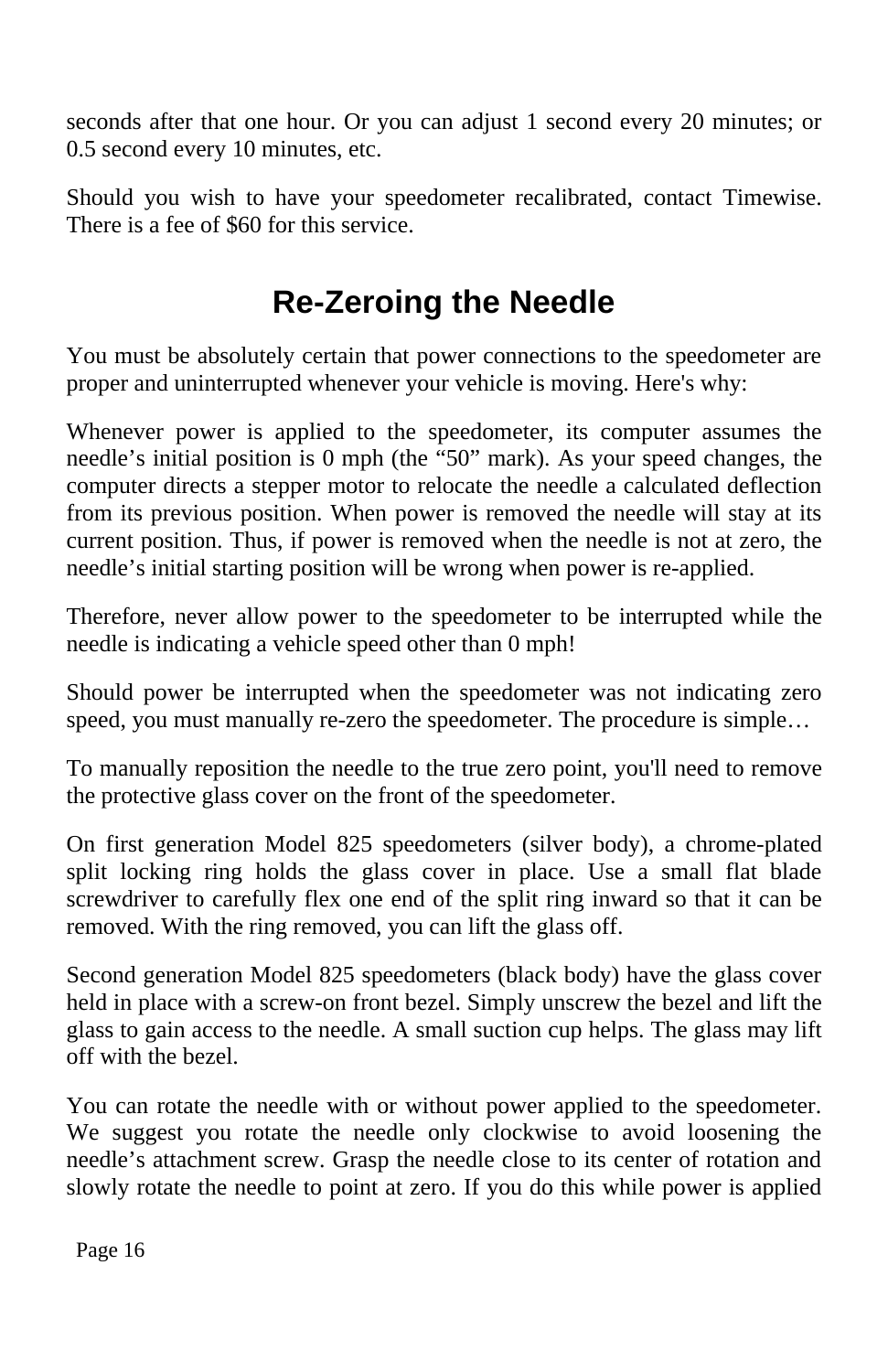seconds after that one hour. Or you can adjust 1 second every 20 minutes; or 0.5 second every 10 minutes, etc.

Should you wish to have your speedometer recalibrated, contact Timewise. There is a fee of $60 for this service.

## Re-Zeroing the Needle

You must be absolutely certain that power connections to the speedometer are proper and uninterrupted whenever your vehicle is moving. Here's why:

Whenever power is applied to the speedometer, its computer assumes the needle's initial position is 0 mph (the "50" mark). As your speed changes, the computer directs a stepper motor to relocate the needle a calculated deflection from its previous position. When power is removed the needle will stay at its current position. Thus, if power is removed when the needle is not at zero, the needle's initial starting position will be wrong when power is re-applied.

Therefore, never allow power to the speedometer to be interrupted while the needle is indicating a vehicle speed other than 0 mph!

Should power be interrupted when the speedometer was not indicating zero speed, you must manually re-zero the speedometer. The procedure is simple…

To manually reposition the needle to the true zero point, you'll need to remove the protective glass cover on the front of the speedometer.

On first generation Model 825 speedometers (silver body), a chrome-plated split locking ring holds the glass cover in place. Use a small flat blade screwdriver to carefully flex one end of the split ring inward so that it can be removed. With the ring removed, you can lift the glass off.

Second generation Model 825 speedometers (black body) have the glass cover held in place with a screw-on front bezel. Simply unscrew the bezel and lift the glass to gain access to the needle. A small suction cup helps. The glass may lift off with the bezel.

You can rotate the needle with or without power applied to the speedometer. We suggest you rotate the needle only clockwise to avoid loosening the needle's attachment screw. Grasp the needle close to its center of rotation and slowly rotate the needle to point at zero. If you do this while power is applied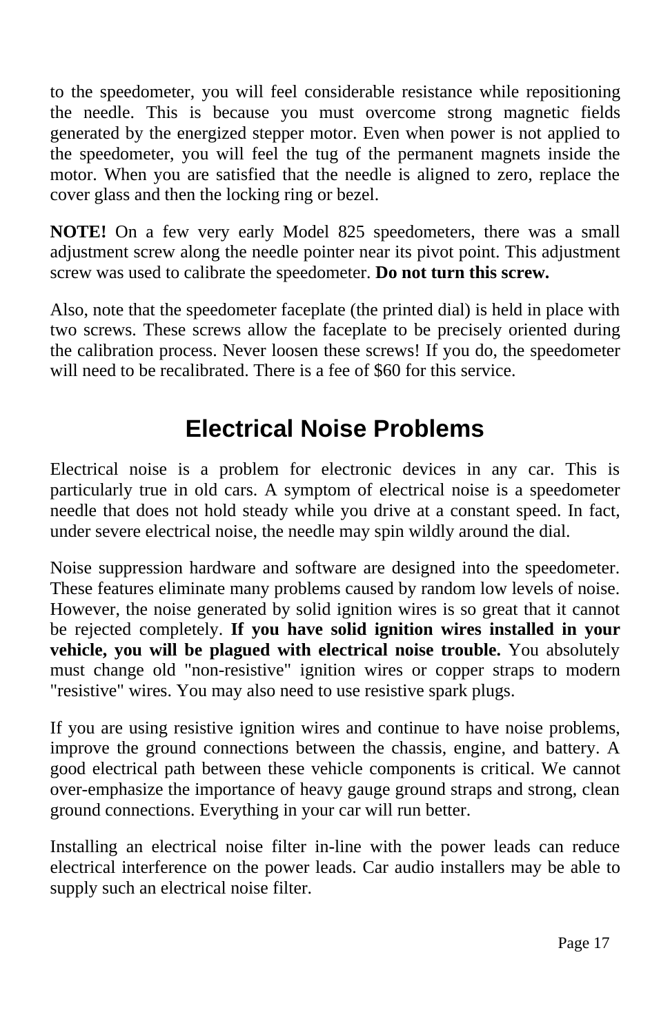to the speedometer, you will feel considerable resistance while repositioning the needle. This is because you must overcome strong magnetic fields generated by the energized stepper motor. Even when power is not applied to the speedometer, you will feel the tug of the permanent magnets inside the motor. When you are satisfied that the needle is aligned to zero, replace the cover glass and then the locking ring or bezel.

**NOTE!** On a few very early Model 825 speedometers, there was a small adjustment screw along the needle pointer near its pivot point. This adjustment screw was used to calibrate the speedometer. **Do not turn this screw.**

Also, note that the speedometer faceplate (the printed dial) is held in place with two screws. These screws allow the faceplate to be precisely oriented during the calibration process. Never loosen these screws! If you do, the speedometer will need to be recalibrated. There is a fee of $60 for this service.

## Electrical Noise Problems

Electrical noise is a problem for electronic devices in any car. This is particularly true in old cars. A symptom of electrical noise is a speedometer needle that does not hold steady while you drive at a constant speed. In fact, under severe electrical noise, the needle may spin wildly around the dial.

Noise suppression hardware and software are designed into the speedometer. These features eliminate many problems caused by random low levels of noise. However, the noise generated by solid ignition wires is so great that it cannot be rejected completely. **If you have solid ignition wires installed in your vehicle, you will be plagued with electrical noise trouble.** You absolutely must change old "non-resistive" ignition wires or copper straps to modern "resistive" wires. You may also need to use resistive spark plugs.

If you are using resistive ignition wires and continue to have noise problems, improve the ground connections between the chassis, engine, and battery. A good electrical path between these vehicle components is critical. We cannot over-emphasize the importance of heavy gauge ground straps and strong, clean ground connections. Everything in your car will run better.

Installing an electrical noise filter in-line with the power leads can reduce electrical interference on the power leads. Car audio installers may be able to supply such an electrical noise filter.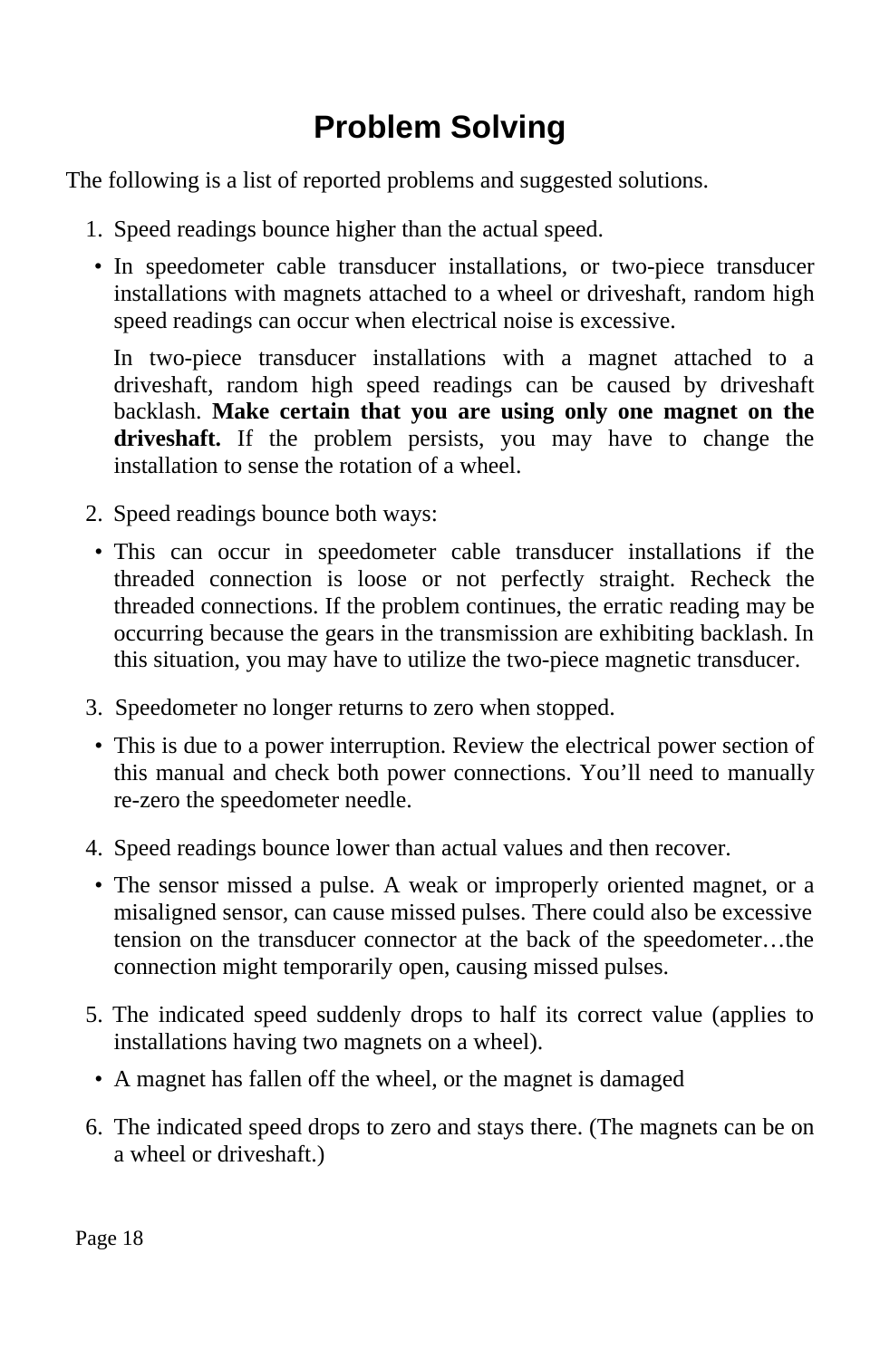# Problem Solving

The following is a list of reported problems and suggested solutions.

1. Speed readings bounce higher than the actual speed.

   - In speedometer cable transducer installations, or two-piece transducer installations with magnets attached to a wheel or driveshaft, random high speed readings can occur when electrical noise is excessive.

     In two-piece transducer installations with a magnet attached to a driveshaft, random high speed readings can be caused by driveshaft backlash. **Make certain that you are using only one magnet on the driveshaft.** If the problem persists, you may have to change the installation to sense the rotation of a wheel.

2. Speed readings bounce both ways:

   - This can occur in speedometer cable transducer installations if the threaded connection is loose or not perfectly straight. Recheck the threaded connections. If the problem continues, the erratic reading may be occurring because the gears in the transmission are exhibiting backlash. In this situation, you may have to utilize the two-piece magnetic transducer.

3. Speedometer no longer returns to zero when stopped.

   - This is due to a power interruption. Review the electrical power section of this manual and check both power connections. You'll need to manually re-zero the speedometer needle.

4. Speed readings bounce lower than actual values and then recover.

   - The sensor missed a pulse. A weak or improperly oriented magnet, or a misaligned sensor, can cause missed pulses. There could also be excessive tension on the transducer connector at the back of the speedometer…the connection might temporarily open, causing missed pulses.

5. The indicated speed suddenly drops to half its correct value (applies to installations having two magnets on a wheel).

   - A magnet has fallen off the wheel, or the magnet is damaged

6. The indicated speed drops to zero and stays there. (The magnets can be on a wheel or driveshaft.)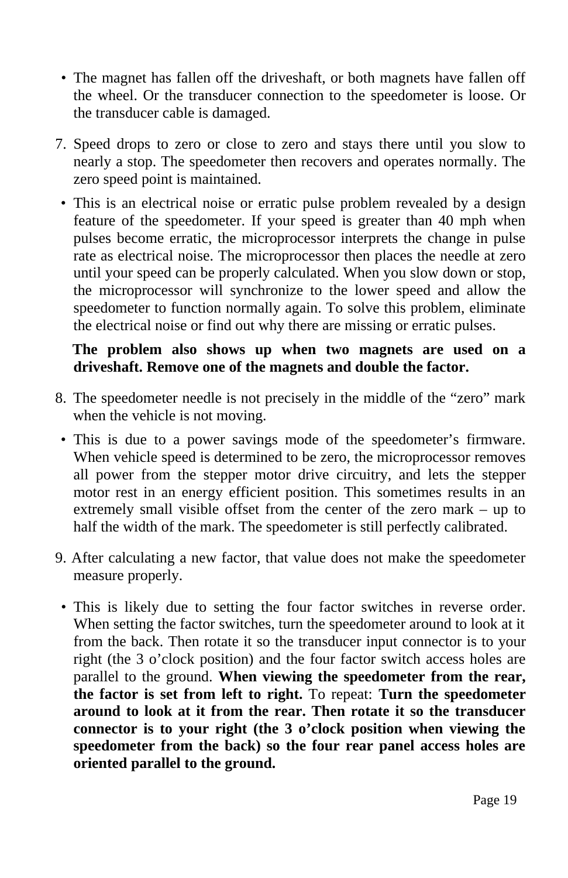- The magnet has fallen off the driveshaft, or both magnets have fallen off the wheel. Or the transducer connection to the speedometer is loose. Or the transducer cable is damaged.

7. Speed drops to zero or close to zero and stays there until you slow to nearly a stop. The speedometer then recovers and operates normally. The zero speed point is maintained.

   - This is an electrical noise or erratic pulse problem revealed by a design feature of the speedometer. If your speed is greater than 40 mph when pulses become erratic, the microprocessor interprets the change in pulse rate as electrical noise. The microprocessor then places the needle at zero until your speed can be properly calculated. When you slow down or stop, the microprocessor will synchronize to the lower speed and allow the speedometer to function normally again. To solve this problem, eliminate the electrical noise or find out why there are missing or erratic pulses.

   **The problem also shows up when two magnets are used on a driveshaft. Remove one of the magnets and double the factor.**

8. The speedometer needle is not precisely in the middle of the “zero” mark when the vehicle is not moving.

   - This is due to a power savings mode of the speedometer’s firmware. When vehicle speed is determined to be zero, the microprocessor removes all power from the stepper motor drive circuitry, and lets the stepper motor rest in an energy efficient position. This sometimes results in an extremely small visible offset from the center of the zero mark – up to half the width of the mark. The speedometer is still perfectly calibrated.

9. After calculating a new factor, that value does not make the speedometer measure properly.

   - This is likely due to setting the four factor switches in reverse order. When setting the factor switches, turn the speedometer around to look at it from the back. Then rotate it so the transducer input connector is to your right (the 3 o’clock position) and the four factor switch access holes are parallel to the ground. **When viewing the speedometer from the rear, the factor is set from left to right.** To repeat: **Turn the speedometer around to look at it from the rear. Then rotate it so the transducer connector is to your right (the 3 o’clock position when viewing the speedometer from the back) so the four rear panel access holes are oriented parallel to the ground.**